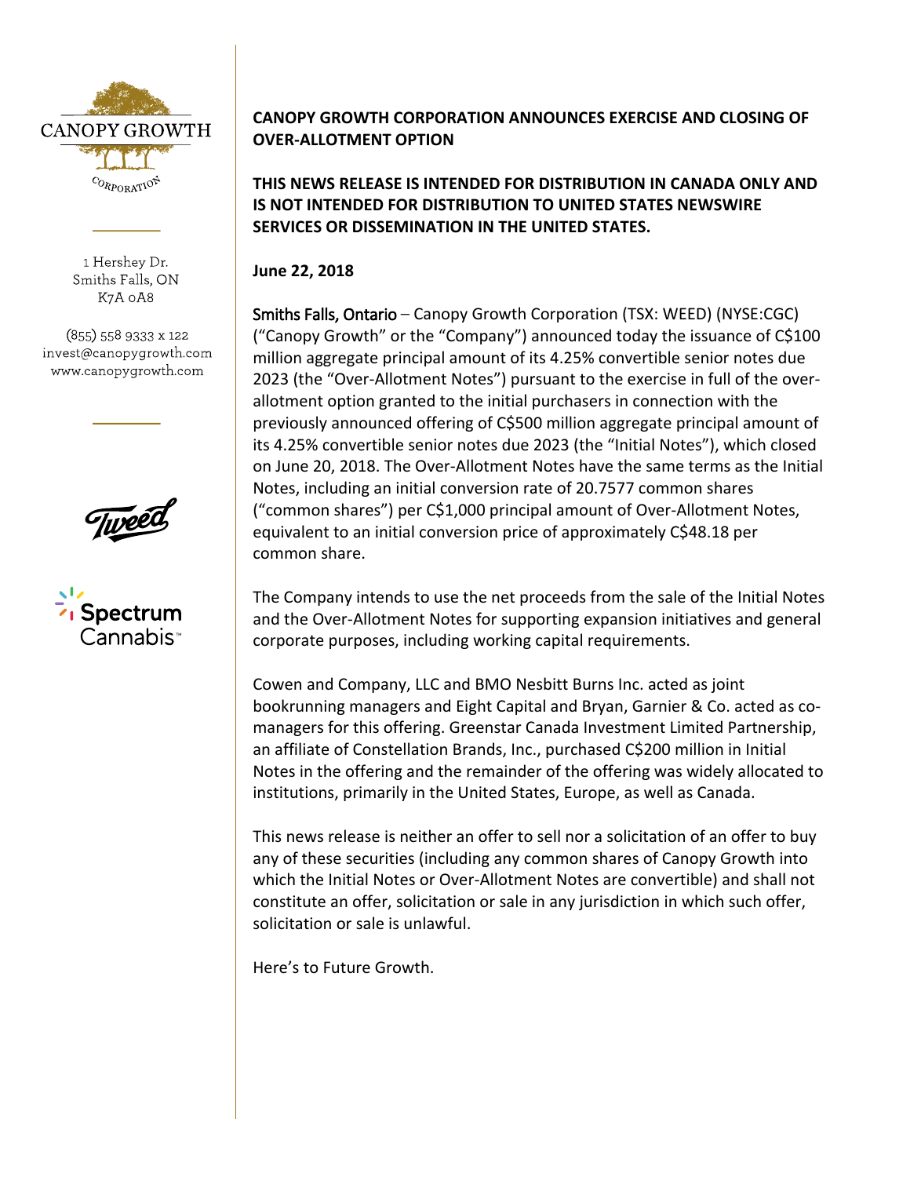CANOPY GROWTH

CORPORATION

1 Hershey Dr.
Smiths Falls, ON
K7A 0A8

(855) 558 9333 x 122
invest@canopygrowth.com
www.canopygrowth.com

Tweed

Spectrum Cannabis™

**CANOPY GROWTH CORPORATION ANNOUNCES EXERCISE AND CLOSING OF OVER-ALLOTMENT OPTION**

**THIS NEWS RELEASE IS INTENDED FOR DISTRIBUTION IN CANADA ONLY AND IS NOT INTENDED FOR DISTRIBUTION TO UNITED STATES NEWSWIRE SERVICES OR DISSEMINATION IN THE UNITED STATES.**

**June 22, 2018**

Smiths Falls, Ontario – Canopy Growth Corporation (TSX: WEED) (NYSE:CGC) ("Canopy Growth" or the "Company") announced today the issuance of C$100 million aggregate principal amount of its 4.25% convertible senior notes due 2023 (the "Over-Allotment Notes") pursuant to the exercise in full of the over-allotment option granted to the initial purchasers in connection with the previously announced offering of C$500 million aggregate principal amount of its 4.25% convertible senior notes due 2023 (the "Initial Notes"), which closed on June 20, 2018. The Over-Allotment Notes have the same terms as the Initial Notes, including an initial conversion rate of 20.7577 common shares ("common shares") per C$1,000 principal amount of Over-Allotment Notes, equivalent to an initial conversion price of approximately C$48.18 per common share.

The Company intends to use the net proceeds from the sale of the Initial Notes and the Over-Allotment Notes for supporting expansion initiatives and general corporate purposes, including working capital requirements.

Cowen and Company, LLC and BMO Nesbitt Burns Inc. acted as joint bookrunning managers and Eight Capital and Bryan, Garnier & Co. acted as co-managers for this offering. Greenstar Canada Investment Limited Partnership, an affiliate of Constellation Brands, Inc., purchased C$200 million in Initial Notes in the offering and the remainder of the offering was widely allocated to institutions, primarily in the United States, Europe, as well as Canada.

This news release is neither an offer to sell nor a solicitation of an offer to buy any of these securities (including any common shares of Canopy Growth into which the Initial Notes or Over-Allotment Notes are convertible) and shall not constitute an offer, solicitation or sale in any jurisdiction in which such offer, solicitation or sale is unlawful.

Here's to Future Growth.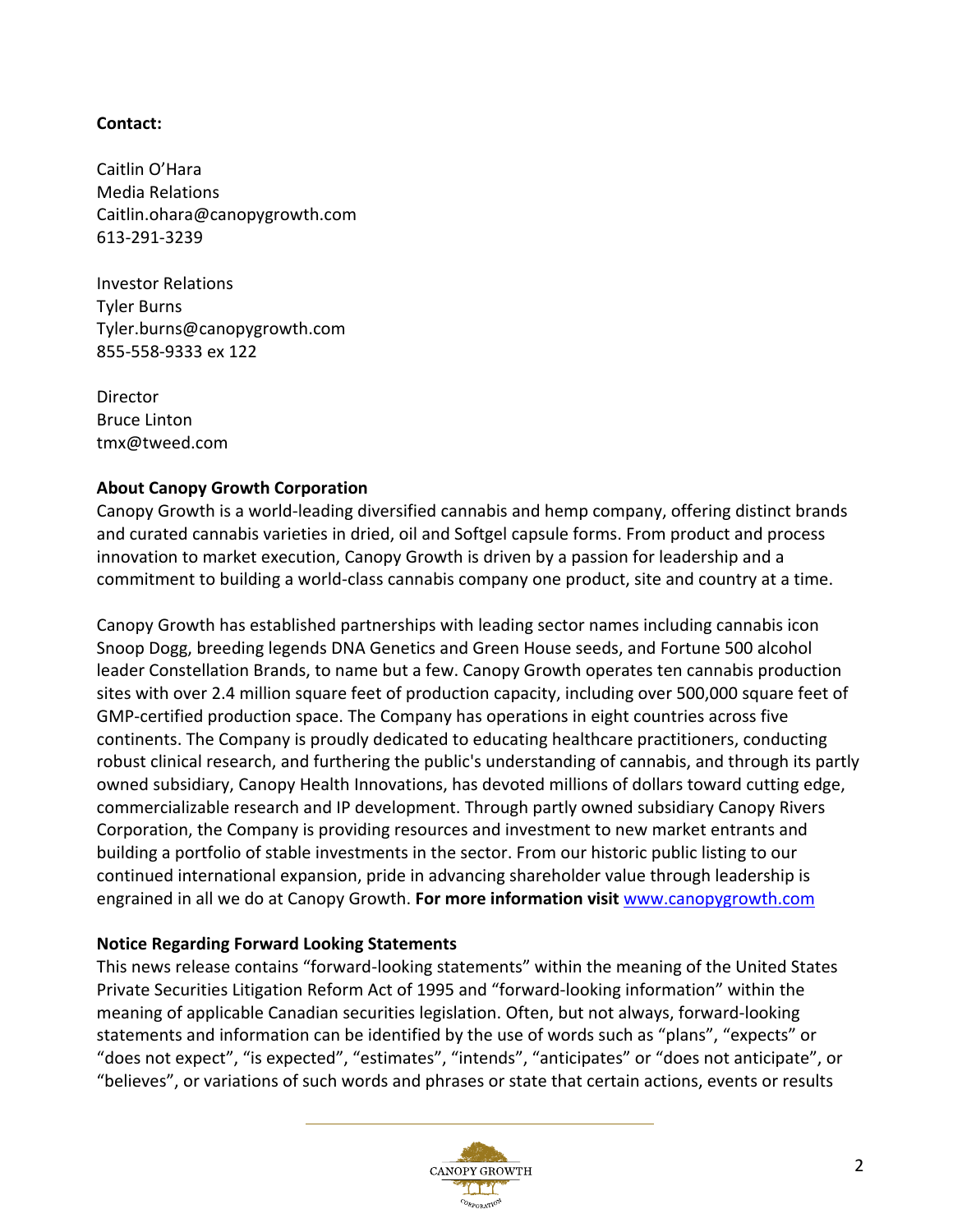**Contact:**

Caitlin O'Hara
Media Relations
Caitlin.ohara@canopygrowth.com
613-291-3239

Investor Relations
Tyler Burns
Tyler.burns@canopygrowth.com
855-558-9333 ex 122

Director
Bruce Linton
tmx@tweed.com

**About Canopy Growth Corporation**

Canopy Growth is a world-leading diversified cannabis and hemp company, offering distinct brands and curated cannabis varieties in dried, oil and Softgel capsule forms. From product and process innovation to market execution, Canopy Growth is driven by a passion for leadership and a commitment to building a world-class cannabis company one product, site and country at a time.

Canopy Growth has established partnerships with leading sector names including cannabis icon Snoop Dogg, breeding legends DNA Genetics and Green House seeds, and Fortune 500 alcohol leader Constellation Brands, to name but a few. Canopy Growth operates ten cannabis production sites with over 2.4 million square feet of production capacity, including over 500,000 square feet of GMP-certified production space. The Company has operations in eight countries across five continents. The Company is proudly dedicated to educating healthcare practitioners, conducting robust clinical research, and furthering the public's understanding of cannabis, and through its partly owned subsidiary, Canopy Health Innovations, has devoted millions of dollars toward cutting edge, commercializable research and IP development. Through partly owned subsidiary Canopy Rivers Corporation, the Company is providing resources and investment to new market entrants and building a portfolio of stable investments in the sector. From our historic public listing to our continued international expansion, pride in advancing shareholder value through leadership is engrained in all we do at Canopy Growth. **For more information visit** [www.canopygrowth.com](http://www.canopygrowth.com)

**Notice Regarding Forward Looking Statements**

This news release contains "forward-looking statements" within the meaning of the United States Private Securities Litigation Reform Act of 1995 and "forward-looking information" within the meaning of applicable Canadian securities legislation. Often, but not always, forward-looking statements and information can be identified by the use of words such as "plans", "expects" or "does not expect", "is expected", "estimates", "intends", "anticipates" or "does not anticipate", or "believes", or variations of such words and phrases or state that certain actions, events or results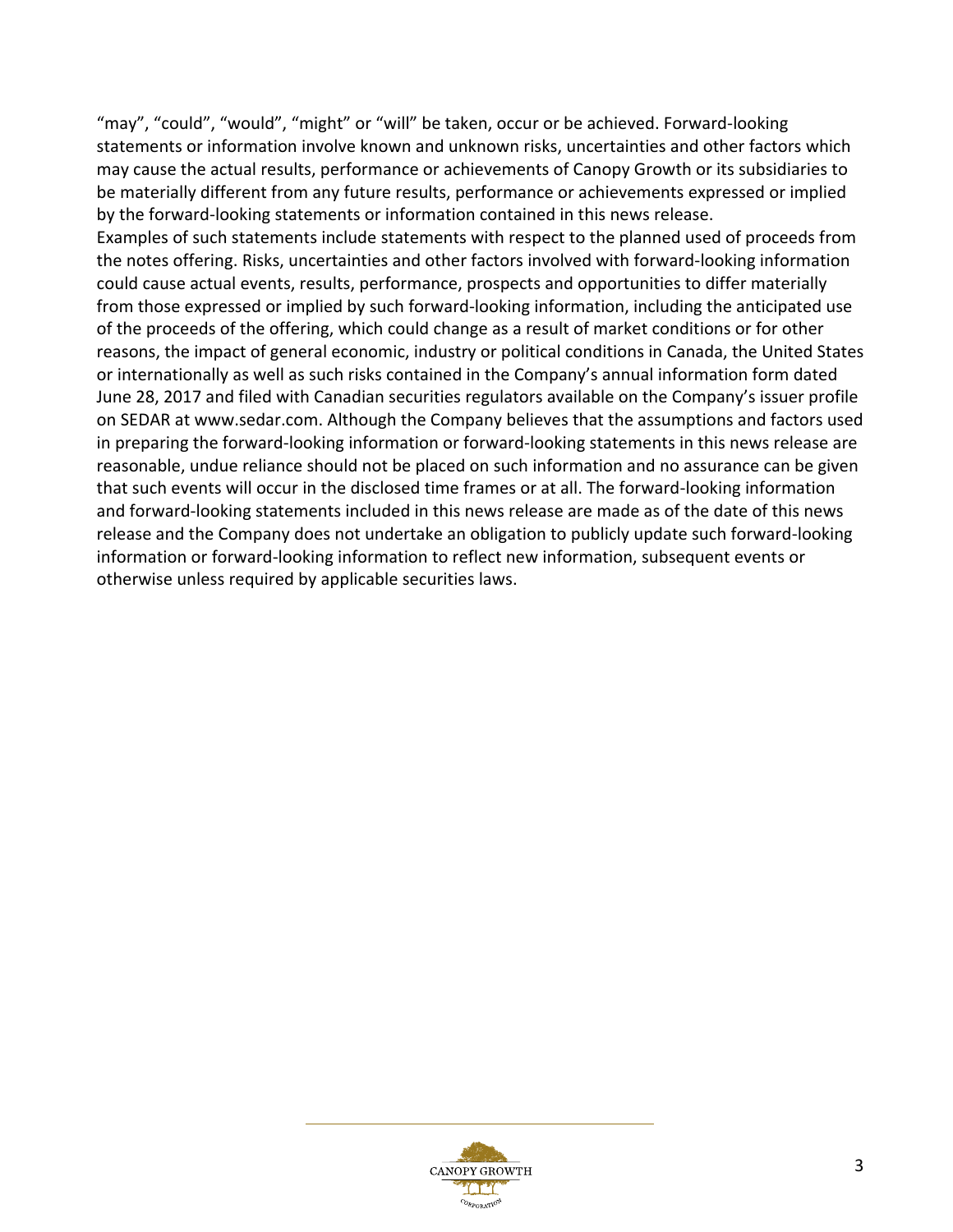“may”, “could”, “would”, “might” or “will” be taken, occur or be achieved. Forward-looking statements or information involve known and unknown risks, uncertainties and other factors which may cause the actual results, performance or achievements of Canopy Growth or its subsidiaries to be materially different from any future results, performance or achievements expressed or implied by the forward-looking statements or information contained in this news release.

Examples of such statements include statements with respect to the planned used of proceeds from the notes offering. Risks, uncertainties and other factors involved with forward-looking information could cause actual events, results, performance, prospects and opportunities to differ materially from those expressed or implied by such forward-looking information, including the anticipated use of the proceeds of the offering, which could change as a result of market conditions or for other reasons, the impact of general economic, industry or political conditions in Canada, the United States or internationally as well as such risks contained in the Company’s annual information form dated June 28, 2017 and filed with Canadian securities regulators available on the Company’s issuer profile on SEDAR at www.sedar.com. Although the Company believes that the assumptions and factors used in preparing the forward-looking information or forward-looking statements in this news release are reasonable, undue reliance should not be placed on such information and no assurance can be given that such events will occur in the disclosed time frames or at all. The forward-looking information and forward-looking statements included in this news release are made as of the date of this news release and the Company does not undertake an obligation to publicly update such forward-looking information or forward-looking information to reflect new information, subsequent events or otherwise unless required by applicable securities laws.